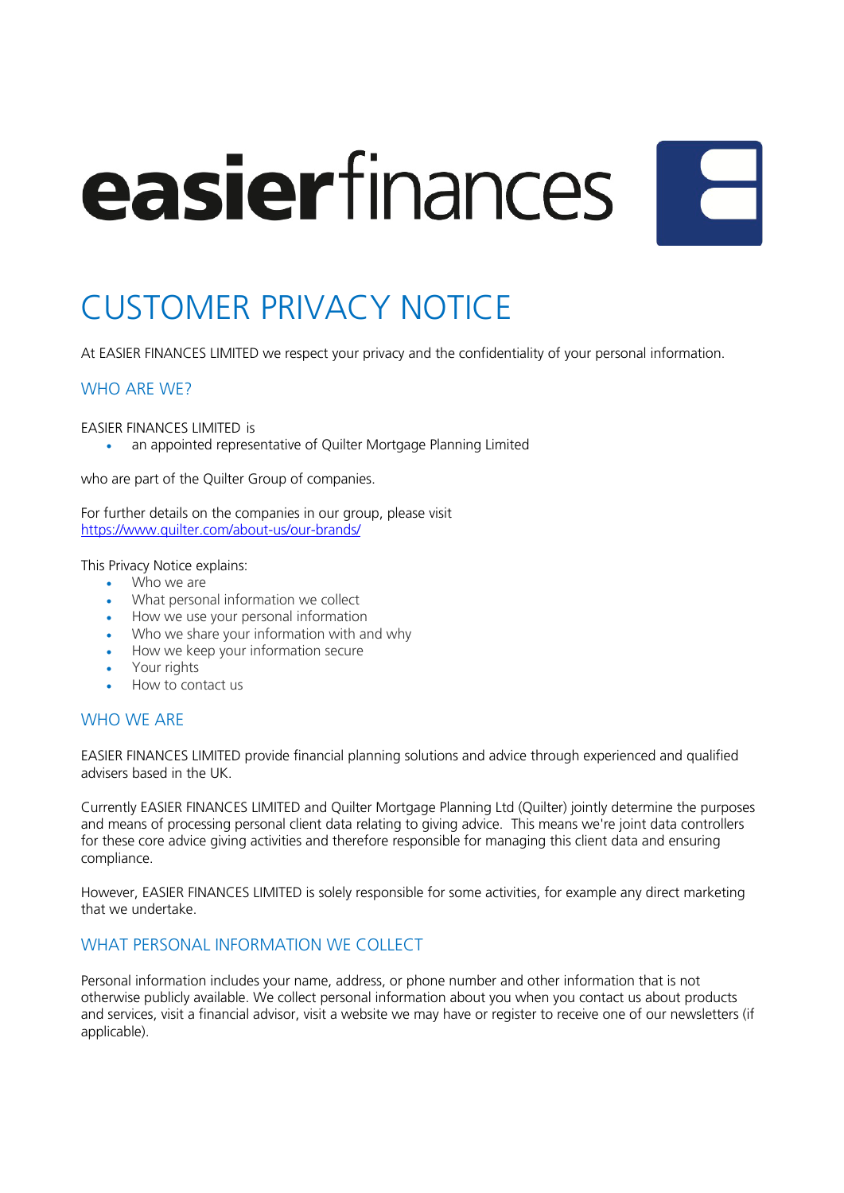easierfinances

# CUSTOMER PRIVACY NOTICE

At EASIER FINANCES LIMITED we respect your privacy and the confidentiality of your personal information.

## WHO ARE WE?

EASIER FINANCES LIMITED is

- an appointed representative of Quilter Mortgage Planning Limited

who are part of the Quilter Group of companies.

For further details on the companies in our group, please visit
https://www.quilter.com/about-us/our-brands/

This Privacy Notice explains:

- Who we are
- What personal information we collect
- How we use your personal information
- Who we share your information with and why
- How we keep your information secure
- Your rights
- How to contact us

## WHO WE ARE

EASIER FINANCES LIMITED provide financial planning solutions and advice through experienced and qualified advisers based in the UK.

Currently EASIER FINANCES LIMITED and Quilter Mortgage Planning Ltd (Quilter) jointly determine the purposes and means of processing personal client data relating to giving advice. This means we're joint data controllers for these core advice giving activities and therefore responsible for managing this client data and ensuring compliance.

However, EASIER FINANCES LIMITED is solely responsible for some activities, for example any direct marketing that we undertake.

## WHAT PERSONAL INFORMATION WE COLLECT

Personal information includes your name, address, or phone number and other information that is not otherwise publicly available. We collect personal information about you when you contact us about products and services, visit a financial advisor, visit a website we may have or register to receive one of our newsletters (if applicable).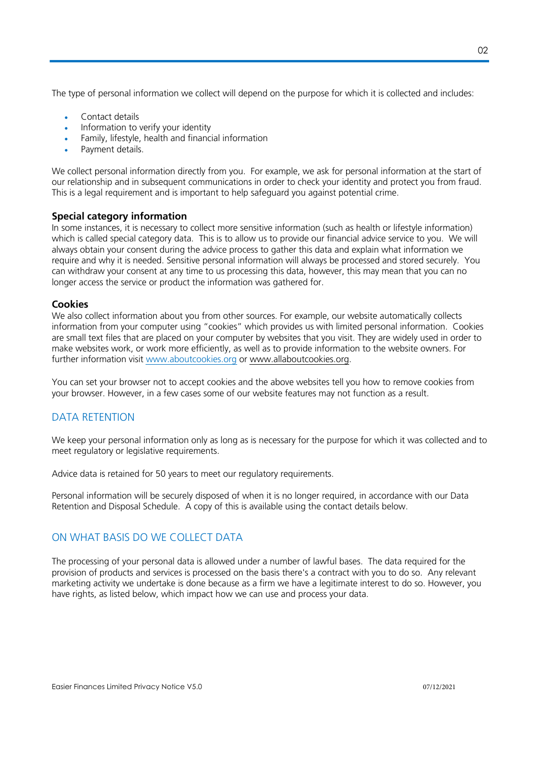The type of personal information we collect will depend on the purpose for which it is collected and includes:

- Contact details
- Information to verify your identity
- Family, lifestyle, health and financial information
- Payment details.

We collect personal information directly from you. For example, we ask for personal information at the start of our relationship and in subsequent communications in order to check your identity and protect you from fraud. This is a legal requirement and is important to help safeguard you against potential crime.

### Special category information

In some instances, it is necessary to collect more sensitive information (such as health or lifestyle information) which is called special category data. This is to allow us to provide our financial advice service to you. We will always obtain your consent during the advice process to gather this data and explain what information we require and why it is needed. Sensitive personal information will always be processed and stored securely. You can withdraw your consent at any time to us processing this data, however, this may mean that you can no longer access the service or product the information was gathered for.

### Cookies

We also collect information about you from other sources. For example, our website automatically collects information from your computer using "cookies" which provides us with limited personal information. Cookies are small text files that are placed on your computer by websites that you visit. They are widely used in order to make websites work, or work more efficiently, as well as to provide information to the website owners. For further information visit www.aboutcookies.org or www.allaboutcookies.org.

You can set your browser not to accept cookies and the above websites tell you how to remove cookies from your browser. However, in a few cases some of our website features may not function as a result.

## DATA RETENTION

We keep your personal information only as long as is necessary for the purpose for which it was collected and to meet regulatory or legislative requirements.

Advice data is retained for 50 years to meet our regulatory requirements.

Personal information will be securely disposed of when it is no longer required, in accordance with our Data Retention and Disposal Schedule. A copy of this is available using the contact details below.

## ON WHAT BASIS DO WE COLLECT DATA

The processing of your personal data is allowed under a number of lawful bases. The data required for the provision of products and services is processed on the basis there's a contract with you to do so. Any relevant marketing activity we undertake is done because as a firm we have a legitimate interest to do so. However, you have rights, as listed below, which impact how we can use and process your data.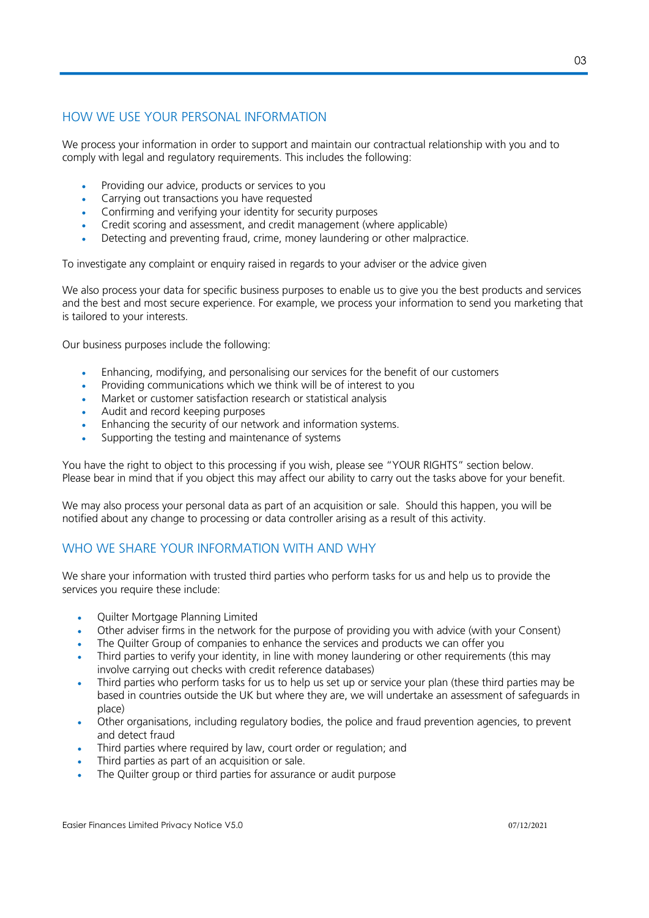## HOW WE USE YOUR PERSONAL INFORMATION

We process your information in order to support and maintain our contractual relationship with you and to comply with legal and regulatory requirements. This includes the following:

- Providing our advice, products or services to you
- Carrying out transactions you have requested
- Confirming and verifying your identity for security purposes
- Credit scoring and assessment, and credit management (where applicable)
- Detecting and preventing fraud, crime, money laundering or other malpractice.

To investigate any complaint or enquiry raised in regards to your adviser or the advice given

We also process your data for specific business purposes to enable us to give you the best products and services and the best and most secure experience. For example, we process your information to send you marketing that is tailored to your interests.

Our business purposes include the following:

- Enhancing, modifying, and personalising our services for the benefit of our customers
- Providing communications which we think will be of interest to you
- Market or customer satisfaction research or statistical analysis
- Audit and record keeping purposes
- Enhancing the security of our network and information systems.
- Supporting the testing and maintenance of systems

You have the right to object to this processing if you wish, please see "YOUR RIGHTS" section below. Please bear in mind that if you object this may affect our ability to carry out the tasks above for your benefit.

We may also process your personal data as part of an acquisition or sale. Should this happen, you will be notified about any change to processing or data controller arising as a result of this activity.

## WHO WE SHARE YOUR INFORMATION WITH AND WHY

We share your information with trusted third parties who perform tasks for us and help us to provide the services you require these include:

- Quilter Mortgage Planning Limited
- Other adviser firms in the network for the purpose of providing you with advice (with your Consent)
- The Quilter Group of companies to enhance the services and products we can offer you
- Third parties to verify your identity, in line with money laundering or other requirements (this may involve carrying out checks with credit reference databases)
- Third parties who perform tasks for us to help us set up or service your plan (these third parties may be based in countries outside the UK but where they are, we will undertake an assessment of safeguards in place)
- Other organisations, including regulatory bodies, the police and fraud prevention agencies, to prevent and detect fraud
- Third parties where required by law, court order or regulation; and
- Third parties as part of an acquisition or sale.
- The Quilter group or third parties for assurance or audit purpose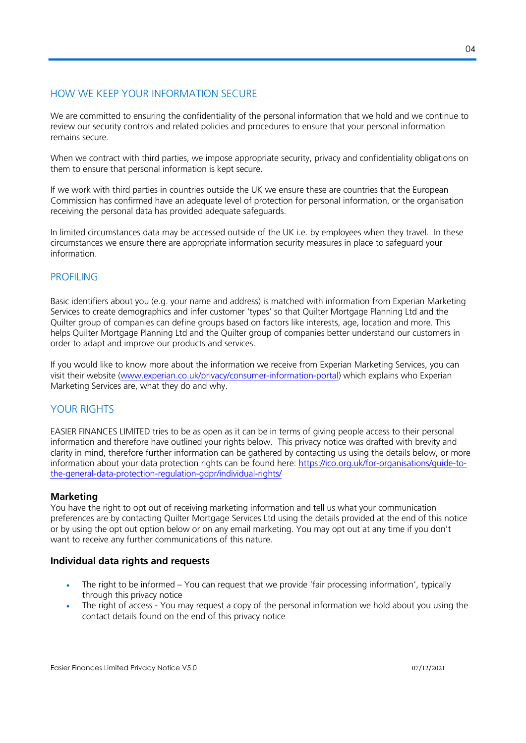## HOW WE KEEP YOUR INFORMATION SECURE

We are committed to ensuring the confidentiality of the personal information that we hold and we continue to review our security controls and related policies and procedures to ensure that your personal information remains secure.

When we contract with third parties, we impose appropriate security, privacy and confidentiality obligations on them to ensure that personal information is kept secure.

If we work with third parties in countries outside the UK we ensure these are countries that the European Commission has confirmed have an adequate level of protection for personal information, or the organisation receiving the personal data has provided adequate safeguards.

In limited circumstances data may be accessed outside of the UK i.e. by employees when they travel. In these circumstances we ensure there are appropriate information security measures in place to safeguard your information.

## PROFILING

Basic identifiers about you (e.g. your name and address) is matched with information from Experian Marketing Services to create demographics and infer customer 'types' so that Quilter Mortgage Planning Ltd and the Quilter group of companies can define groups based on factors like interests, age, location and more. This helps Quilter Mortgage Planning Ltd and the Quilter group of companies better understand our customers in order to adapt and improve our products and services.

If you would like to know more about the information we receive from Experian Marketing Services, you can visit their website ([www.experian.co.uk/privacy/consumer-information-portal](www.experian.co.uk/privacy/consumer-information-portal)) which explains who Experian Marketing Services are, what they do and why.

## YOUR RIGHTS

EASIER FINANCES LIMITED tries to be as open as it can be in terms of giving people access to their personal information and therefore have outlined your rights below. This privacy notice was drafted with brevity and clarity in mind, therefore further information can be gathered by contacting us using the details below, or more information about your data protection rights can be found here: [https://ico.org.uk/for-organisations/guide-to-the-general-data-protection-regulation-gdpr/individual-rights/](https://ico.org.uk/for-organisations/guide-to-the-general-data-protection-regulation-gdpr/individual-rights/)

### Marketing

You have the right to opt out of receiving marketing information and tell us what your communication preferences are by contacting Quilter Mortgage Services Ltd using the details provided at the end of this notice or by using the opt out option below or on any email marketing. You may opt out at any time if you don't want to receive any further communications of this nature.

### Individual data rights and requests

- The right to be informed – You can request that we provide 'fair processing information', typically through this privacy notice
- The right of access - You may request a copy of the personal information we hold about you using the contact details found on the end of this privacy notice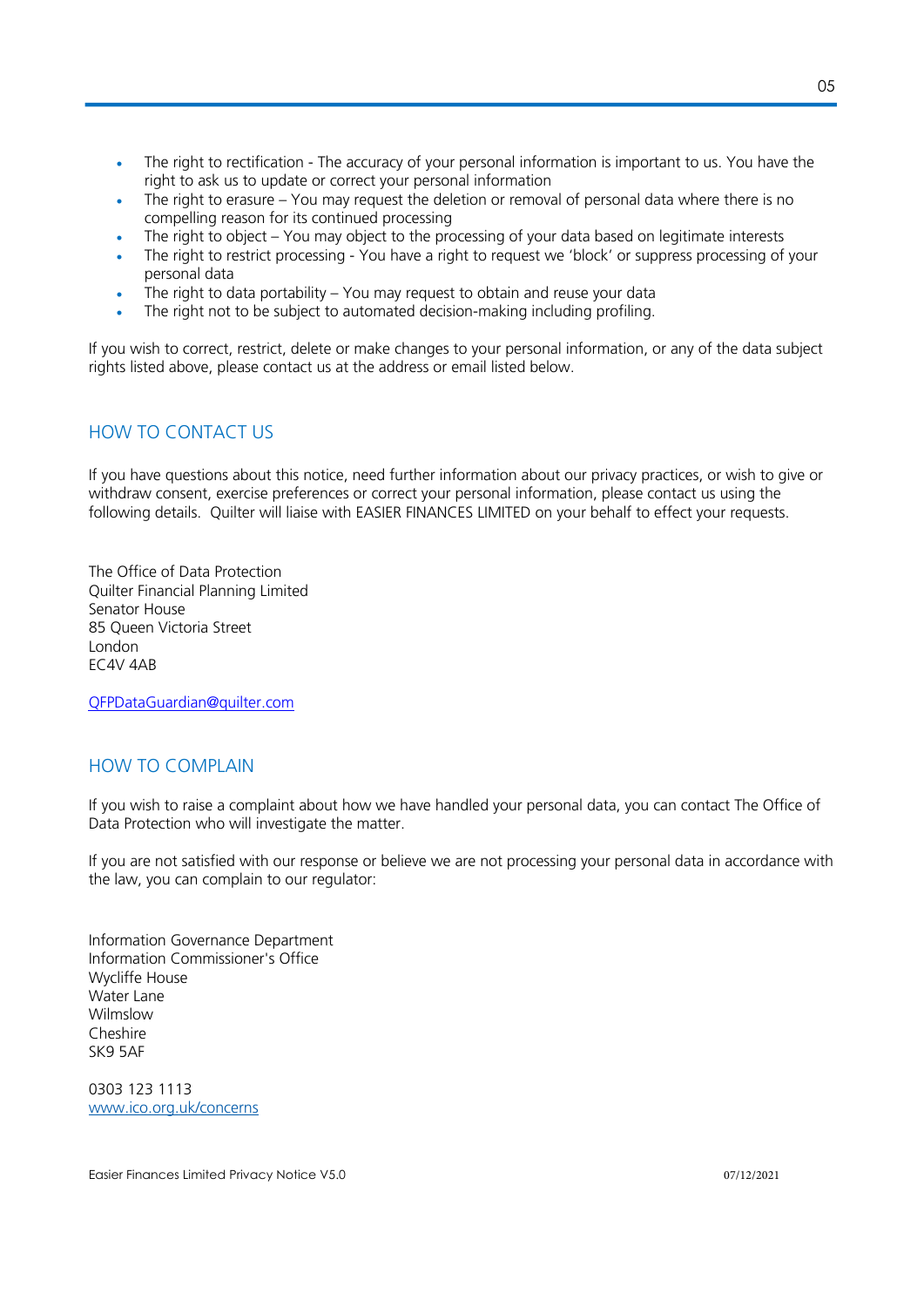- The right to rectification - The accuracy of your personal information is important to us. You have the right to ask us to update or correct your personal information
- The right to erasure – You may request the deletion or removal of personal data where there is no compelling reason for its continued processing
- The right to object – You may object to the processing of your data based on legitimate interests
- The right to restrict processing - You have a right to request we 'block' or suppress processing of your personal data
- The right to data portability – You may request to obtain and reuse your data
- The right not to be subject to automated decision-making including profiling.

If you wish to correct, restrict, delete or make changes to your personal information, or any of the data subject rights listed above, please contact us at the address or email listed below.

## HOW TO CONTACT US

If you have questions about this notice, need further information about our privacy practices, or wish to give or withdraw consent, exercise preferences or correct your personal information, please contact us using the following details. Quilter will liaise with EASIER FINANCES LIMITED on your behalf to effect your requests.

The Office of Data Protection
Quilter Financial Planning Limited
Senator House
85 Queen Victoria Street
London
EC4V 4AB

QFPDataGuardian@quilter.com

## HOW TO COMPLAIN

If you wish to raise a complaint about how we have handled your personal data, you can contact The Office of Data Protection who will investigate the matter.

If you are not satisfied with our response or believe we are not processing your personal data in accordance with the law, you can complain to our regulator:

Information Governance Department
Information Commissioner's Office
Wycliffe House
Water Lane
Wilmslow
Cheshire
SK9 5AF

0303 123 1113
www.ico.org.uk/concerns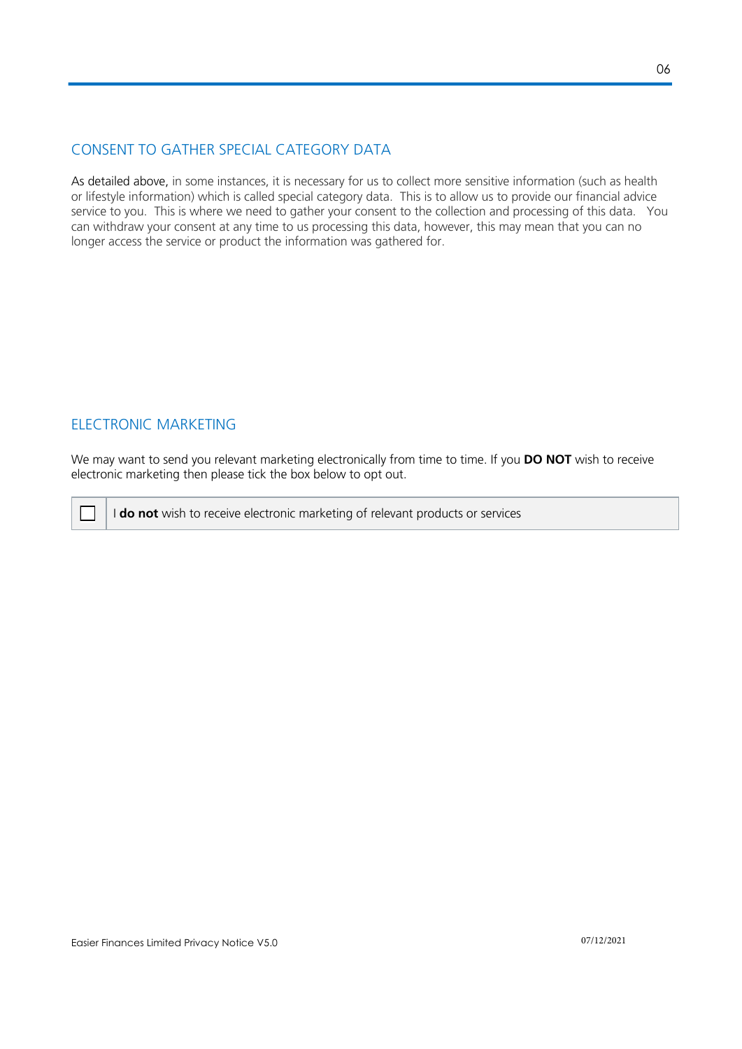## CONSENT TO GATHER SPECIAL CATEGORY DATA

As detailed above, in some instances, it is necessary for us to collect more sensitive information (such as health or lifestyle information) which is called special category data. This is to allow us to provide our financial advice service to you. This is where we need to gather your consent to the collection and processing of this data. You can withdraw your consent at any time to us processing this data, however, this may mean that you can no longer access the service or product the information was gathered for.

## ELECTRONIC MARKETING

We may want to send you relevant marketing electronically from time to time. If you **DO NOT** wish to receive electronic marketing then please tick the box below to opt out.

| | |
|---|---|
| ☐ | I **do not** wish to receive electronic marketing of relevant products or services |